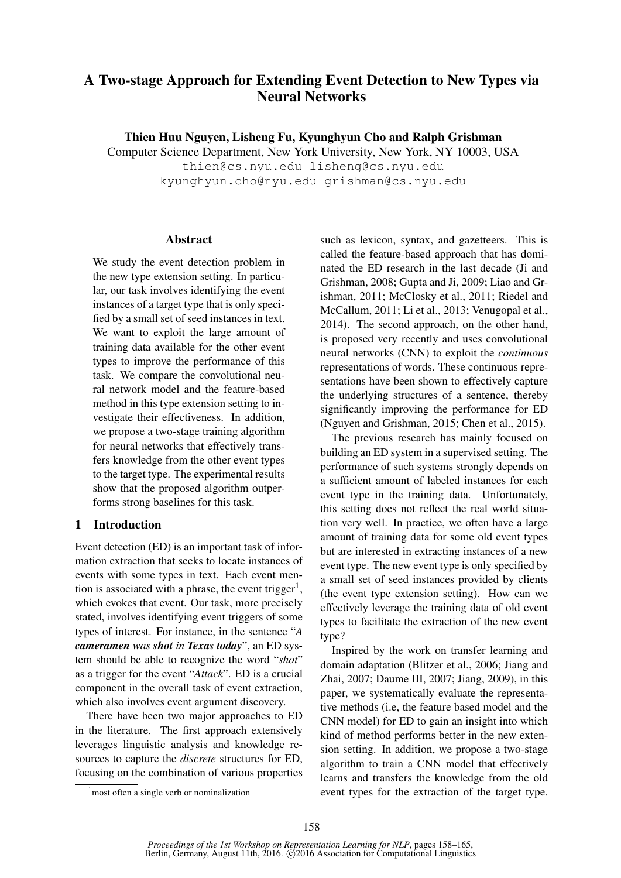# A Two-stage Approach for Extending Event Detection to New Types via Neural Networks

**Thien Huu Nguyen, Lisheng Fu, Kyunghyun Cho and Ralph Grishman**

Computer Science Department, New York University, New York, NY 10003, USA

thien@cs.nyu.edu lisheng@cs.nyu.edu
kyunghyun.cho@nyu.edu grishman@cs.nyu.edu

## Abstract

We study the event detection problem in the new type extension setting. In particular, our task involves identifying the event instances of a target type that is only specified by a small set of seed instances in text. We want to exploit the large amount of training data available for the other event types to improve the performance of this task. We compare the convolutional neural network model and the feature-based method in this type extension setting to investigate their effectiveness. In addition, we propose a two-stage training algorithm for neural networks that effectively transfers knowledge from the other event types to the target type. The experimental results show that the proposed algorithm outperforms strong baselines for this task.

## 1 Introduction

Event detection (ED) is an important task of information extraction that seeks to locate instances of events with some types in text. Each event mention is associated with a phrase, the event trigger[1], which evokes that event. Our task, more precisely stated, involves identifying event triggers of some types of interest. For instance, in the sentence "***A cameramen** was **shot** in **Texas today***", an ED system should be able to recognize the word "*shot*" as a trigger for the event "*Attack*". ED is a crucial component in the overall task of event extraction, which also involves event argument discovery.

There have been two major approaches to ED in the literature. The first approach extensively leverages linguistic analysis and knowledge resources to capture the *discrete* structures for ED, focusing on the combination of various properties such as lexicon, syntax, and gazetteers. This is called the feature-based approach that has dominated the ED research in the last decade (Ji and Grishman, 2008; Gupta and Ji, 2009; Liao and Grishman, 2011; McClosky et al., 2011; Riedel and McCallum, 2011; Li et al., 2013; Venugopal et al., 2014). The second approach, on the other hand, is proposed very recently and uses convolutional neural networks (CNN) to exploit the *continuous* representations of words. These continuous representations have been shown to effectively capture the underlying structures of a sentence, thereby significantly improving the performance for ED (Nguyen and Grishman, 2015; Chen et al., 2015).

The previous research has mainly focused on building an ED system in a supervised setting. The performance of such systems strongly depends on a sufficient amount of labeled instances for each event type in the training data. Unfortunately, this setting does not reflect the real world situation very well. In practice, we often have a large amount of training data for some old event types but are interested in extracting instances of a new event type. The new event type is only specified by a small set of seed instances provided by clients (the event type extension setting). How can we effectively leverage the training data of old event types to facilitate the extraction of the new event type?

Inspired by the work on transfer learning and domain adaptation (Blitzer et al., 2006; Jiang and Zhai, 2007; Daume III, 2007; Jiang, 2009), in this paper, we systematically evaluate the representative methods (i.e, the feature based model and the CNN model) for ED to gain an insight into which kind of method performs better in the new extension setting. In addition, we propose a two-stage algorithm to train a CNN model that effectively learns and transfers the knowledge from the old event types for the extraction of the target type.

[1] most often a single verb or nominalization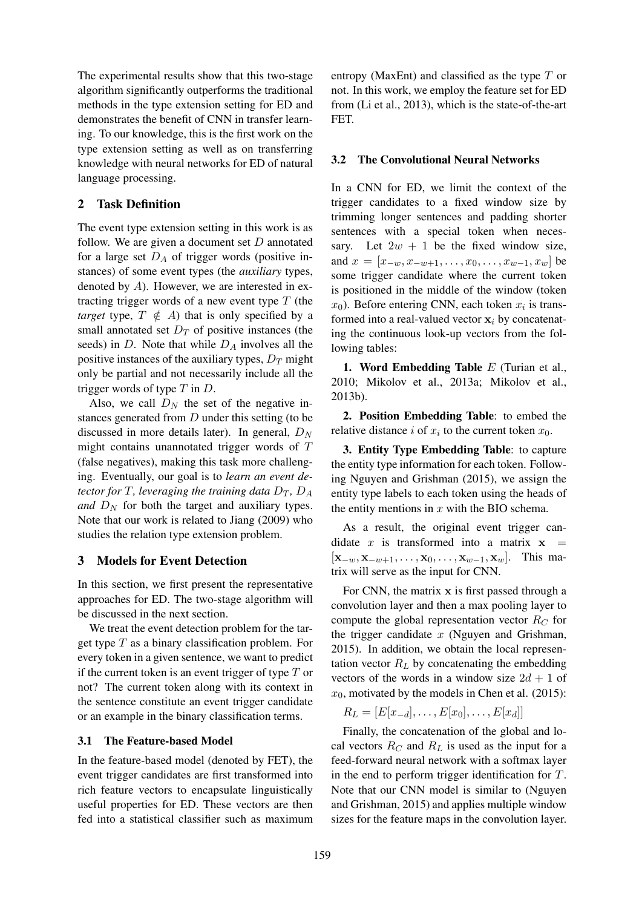The experimental results show that this two-stage algorithm significantly outperforms the traditional methods in the type extension setting for ED and demonstrates the benefit of CNN in transfer learning. To our knowledge, this is the first work on the type extension setting as well as on transferring knowledge with neural networks for ED of natural language processing.

## 2 Task Definition

The event type extension setting in this work is as follow. We are given a document set $D$ annotated for a large set $D_A$ of trigger words (positive instances) of some event types (the *auxiliary* types, denoted by $A$). However, we are interested in extracting trigger words of a new event type $T$ (the *target* type, $T \notin A$) that is only specified by a small annotated set $D_T$ of positive instances (the seeds) in $D$. Note that while $D_A$ involves all the positive instances of the auxiliary types, $D_T$ might only be partial and not necessarily include all the trigger words of type $T$ in $D$.

Also, we call $D_N$ the set of the negative instances generated from $D$ under this setting (to be discussed in more details later). In general, $D_N$ might contains unannotated trigger words of $T$ (false negatives), making this task more challenging. Eventually, our goal is to *learn an event detector for $T$, leveraging the training data $D_T$, $D_A$ and $D_N$* for both the target and auxiliary types. Note that our work is related to Jiang (2009) who studies the relation type extension problem.

## 3 Models for Event Detection

In this section, we first present the representative approaches for ED. The two-stage algorithm will be discussed in the next section.

We treat the event detection problem for the target type $T$ as a binary classification problem. For every token in a given sentence, we want to predict if the current token is an event trigger of type $T$ or not? The current token along with its context in the sentence constitute an event trigger candidate or an example in the binary classification terms.

### 3.1 The Feature-based Model

In the feature-based model (denoted by FET), the event trigger candidates are first transformed into rich feature vectors to encapsulate linguistically useful properties for ED. These vectors are then fed into a statistical classifier such as maximum entropy (MaxEnt) and classified as the type $T$ or not. In this work, we employ the feature set for ED from (Li et al., 2013), which is the state-of-the-art FET.

### 3.2 The Convolutional Neural Networks

In a CNN for ED, we limit the context of the trigger candidates to a fixed window size by trimming longer sentences and padding shorter sentences with a special token when necessary. Let $2w + 1$ be the fixed window size, and $x = [x_{-w}, x_{-w+1}, \ldots, x_0, \ldots, x_{w-1}, x_w]$ be some trigger candidate where the current token is positioned in the middle of the window (token $x_0$). Before entering CNN, each token $x_i$ is transformed into a real-valued vector $\mathbf{x}_i$ by concatenating the continuous look-up vectors from the following tables:

**1. Word Embedding Table** $E$ (Turian et al., 2010; Mikolov et al., 2013a; Mikolov et al., 2013b).

**2. Position Embedding Table**: to embed the relative distance $i$ of $x_i$ to the current token $x_0$.

**3. Entity Type Embedding Table**: to capture the entity type information for each token. Following Nguyen and Grishman (2015), we assign the entity type labels to each token using the heads of the entity mentions in $x$ with the BIO schema.

As a result, the original event trigger candidate $x$ is transformed into a matrix $\mathbf{x} = [\mathbf{x}_{-w}, \mathbf{x}_{-w+1}, \ldots, \mathbf{x}_0, \ldots, \mathbf{x}_{w-1}, \mathbf{x}_w]$. This matrix will serve as the input for CNN.

For CNN, the matrix $\mathbf{x}$ is first passed through a convolution layer and then a max pooling layer to compute the global representation vector $R_C$ for the trigger candidate $x$ (Nguyen and Grishman, 2015). In addition, we obtain the local representation vector $R_L$ by concatenating the embedding vectors of the words in a window size $2d + 1$ of $x_0$, motivated by the models in Chen et al. (2015):

$$R_L = [E[x_{-d}], \ldots, E[x_0], \ldots, E[x_d]]$$

Finally, the concatenation of the global and local vectors $R_C$ and $R_L$ is used as the input for a feed-forward neural network with a softmax layer in the end to perform trigger identification for $T$. Note that our CNN model is similar to (Nguyen and Grishman, 2015) and applies multiple window sizes for the feature maps in the convolution layer.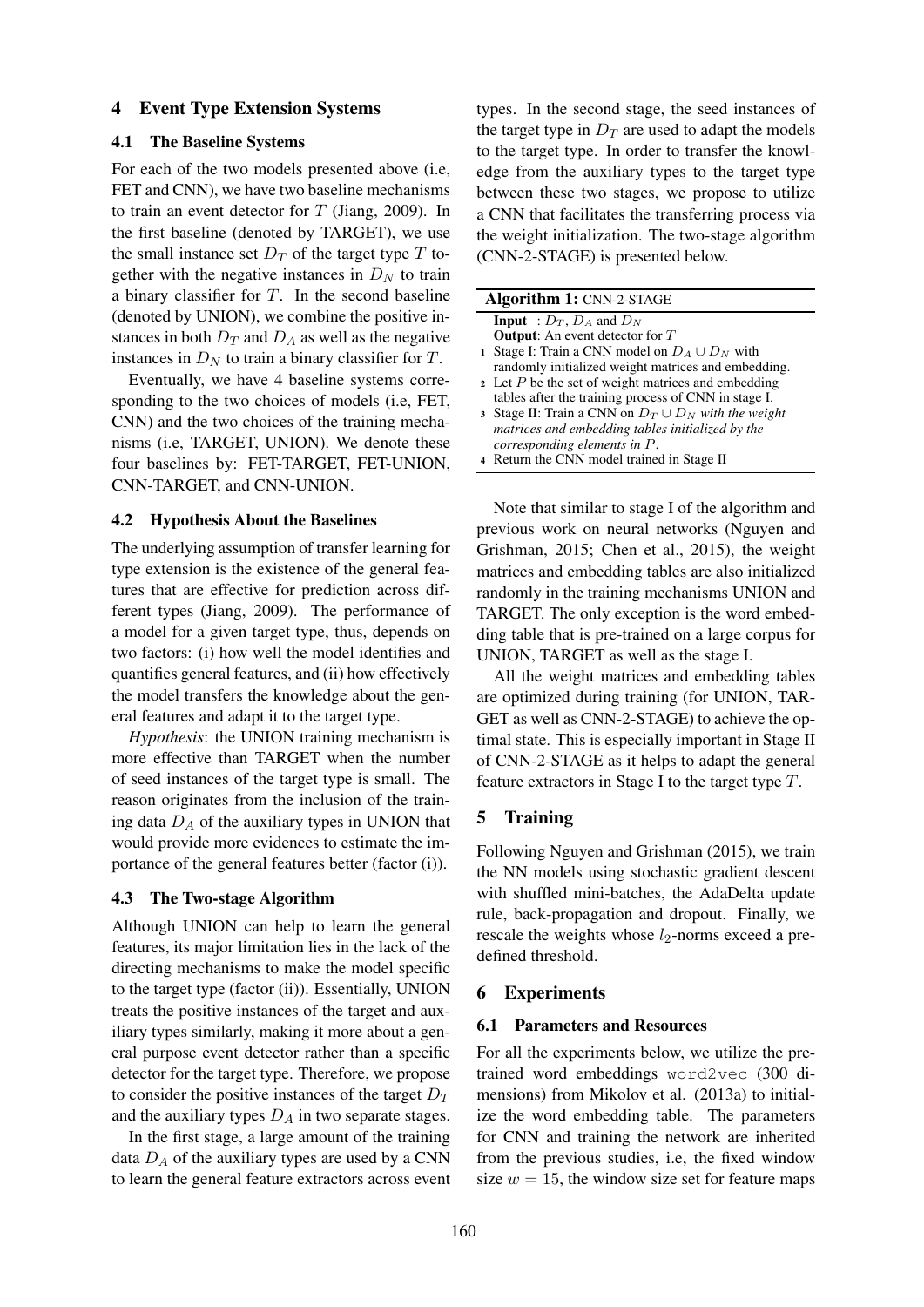## 4 Event Type Extension Systems

### 4.1 The Baseline Systems

For each of the two models presented above (i.e, FET and CNN), we have two baseline mechanisms to train an event detector for $T$ (Jiang, 2009). In the first baseline (denoted by TARGET), we use the small instance set $D_T$ of the target type $T$ together with the negative instances in $D_N$ to train a binary classifier for $T$. In the second baseline (denoted by UNION), we combine the positive instances in both $D_T$ and $D_A$ as well as the negative instances in $D_N$ to train a binary classifier for $T$.

Eventually, we have 4 baseline systems corresponding to the two choices of models (i.e, FET, CNN) and the two choices of the training mechanisms (i.e, TARGET, UNION). We denote these four baselines by: FET-TARGET, FET-UNION, CNN-TARGET, and CNN-UNION.

### 4.2 Hypothesis About the Baselines

The underlying assumption of transfer learning for type extension is the existence of the general features that are effective for prediction across different types (Jiang, 2009). The performance of a model for a given target type, thus, depends on two factors: (i) how well the model identifies and quantifies general features, and (ii) how effectively the model transfers the knowledge about the general features and adapt it to the target type.

*Hypothesis*: the UNION training mechanism is more effective than TARGET when the number of seed instances of the target type is small. The reason originates from the inclusion of the training data $D_A$ of the auxiliary types in UNION that would provide more evidences to estimate the importance of the general features better (factor (i)).

### 4.3 The Two-stage Algorithm

Although UNION can help to learn the general features, its major limitation lies in the lack of the directing mechanisms to make the model specific to the target type (factor (ii)). Essentially, UNION treats the positive instances of the target and auxiliary types similarly, making it more about a general purpose event detector rather than a specific detector for the target type. Therefore, we propose to consider the positive instances of the target $D_T$ and the auxiliary types $D_A$ in two separate stages.

In the first stage, a large amount of the training data $D_A$ of the auxiliary types are used by a CNN to learn the general feature extractors across event types. In the second stage, the seed instances of the target type in $D_T$ are used to adapt the models to the target type. In order to transfer the knowledge from the auxiliary types to the target type between these two stages, we propose to utilize a CNN that facilitates the transferring process via the weight initialization. The two-stage algorithm (CNN-2-STAGE) is presented below.

**Algorithm 1:** CNN-2-STAGE

**Input** : $D_T$, $D_A$ and $D_N$
**Output**: An event detector for $T$

1. Stage I: Train a CNN model on $D_A \cup D_N$ with randomly initialized weight matrices and embedding.
2. Let $P$ be the set of weight matrices and embedding tables after the training process of CNN in stage I.
3. Stage II: Train a CNN on $D_T \cup D_N$ *with the weight matrices and embedding tables initialized by the corresponding elements in* $P$.
4. Return the CNN model trained in Stage II

Note that similar to stage I of the algorithm and previous work on neural networks (Nguyen and Grishman, 2015; Chen et al., 2015), the weight matrices and embedding tables are also initialized randomly in the training mechanisms UNION and TARGET. The only exception is the word embedding table that is pre-trained on a large corpus for UNION, TARGET as well as the stage I.

All the weight matrices and embedding tables are optimized during training (for UNION, TARGET as well as CNN-2-STAGE) to achieve the optimal state. This is especially important in Stage II of CNN-2-STAGE as it helps to adapt the general feature extractors in Stage I to the target type $T$.

## 5 Training

Following Nguyen and Grishman (2015), we train the NN models using stochastic gradient descent with shuffled mini-batches, the AdaDelta update rule, back-propagation and dropout. Finally, we rescale the weights whose $l_2$-norms exceed a predefined threshold.

## 6 Experiments

### 6.1 Parameters and Resources

For all the experiments below, we utilize the pre-trained word embeddings `word2vec` (300 dimensions) from Mikolov et al. (2013a) to initialize the word embedding table. The parameters for CNN and training the network are inherited from the previous studies, i.e, the fixed window size $w = 15$, the window size set for feature maps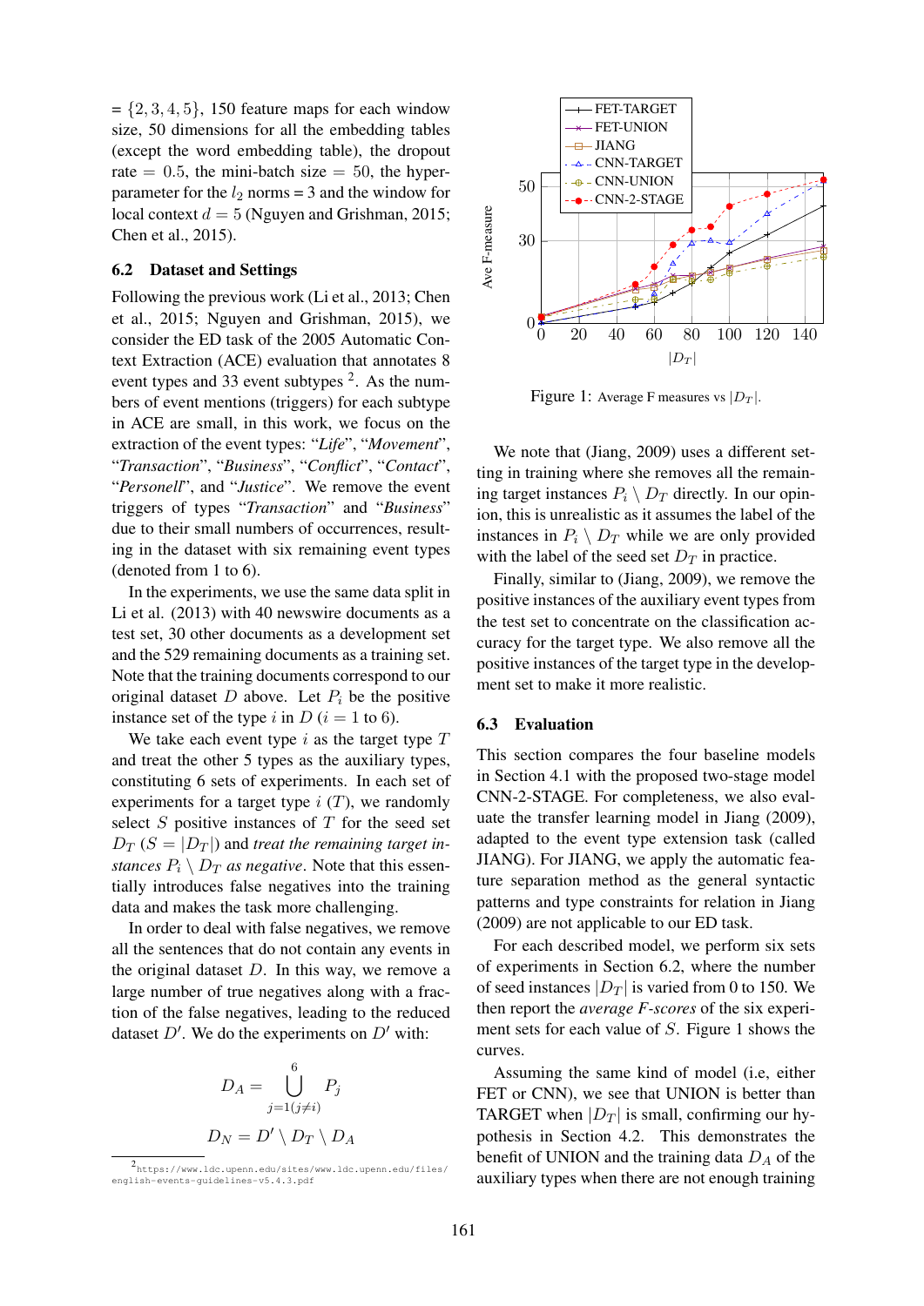= $\{2, 3, 4, 5\}$, 150 feature maps for each window size, 50 dimensions for all the embedding tables (except the word embedding table), the dropout rate $= 0.5$, the mini-batch size $= 50$, the hyper-parameter for the $l_2$ norms = 3 and the window for local context $d = 5$ (Nguyen and Grishman, 2015; Chen et al., 2015).

### 6.2 Dataset and Settings

Following the previous work (Li et al., 2013; Chen et al., 2015; Nguyen and Grishman, 2015), we consider the ED task of the 2005 Automatic Context Extraction (ACE) evaluation that annotates 8 event types and 33 event subtypes [2]. As the numbers of event mentions (triggers) for each subtype in ACE are small, in this work, we focus on the extraction of the event types: "*Life*", "*Movement*", "*Transaction*", "*Business*", "*Conflict*", "*Contact*", "*Personell*", and "*Justice*". We remove the event triggers of types "*Transaction*" and "*Business*" due to their small numbers of occurrences, resulting in the dataset with six remaining event types (denoted from 1 to 6).

In the experiments, we use the same data split in Li et al. (2013) with 40 newswire documents as a test set, 30 other documents as a development set and the 529 remaining documents as a training set. Note that the training documents correspond to our original dataset $D$ above. Let $P_i$ be the positive instance set of the type $i$ in $D$ ($i = 1$ to 6).

We take each event type $i$ as the target type $T$ and treat the other 5 types as the auxiliary types, constituting 6 sets of experiments. In each set of experiments for a target type $i$ ($T$), we randomly select $S$ positive instances of $T$ for the seed set $D_T$ ($S = |D_T|$) and *treat the remaining target instances $P_i \setminus D_T$ as negative*. Note that this essentially introduces false negatives into the training data and makes the task more challenging.

In order to deal with false negatives, we remove all the sentences that do not contain any events in the original dataset $D$. In this way, we remove a large number of true negatives along with a fraction of the false negatives, leading to the reduced dataset $D'$. We do the experiments on $D'$ with:

$$D_A = \bigcup_{j=1 (j \neq i)}^{6} P_j$$

$$D_N = D' \setminus D_T \setminus D_A$$

[2] https://www.ldc.upenn.edu/sites/www.ldc.upenn.edu/files/english-events-guidelines-v5.4.3.pdf

Figure 1: Average F measures vs $|D_T|$.

We note that (Jiang, 2009) uses a different setting in training where she removes all the remaining target instances $P_i \setminus D_T$ directly. In our opinion, this is unrealistic as it assumes the label of the instances in $P_i \setminus D_T$ while we are only provided with the label of the seed set $D_T$ in practice.

Finally, similar to (Jiang, 2009), we remove the positive instances of the auxiliary event types from the test set to concentrate on the classification accuracy for the target type. We also remove all the positive instances of the target type in the development set to make it more realistic.

### 6.3 Evaluation

This section compares the four baseline models in Section 4.1 with the proposed two-stage model CNN-2-STAGE. For completeness, we also evaluate the transfer learning model in Jiang (2009), adapted to the event type extension task (called JIANG). For JIANG, we apply the automatic feature separation method as the general syntactic patterns and type constraints for relation in Jiang (2009) are not applicable to our ED task.

For each described model, we perform six sets of experiments in Section 6.2, where the number of seed instances $|D_T|$ is varied from 0 to 150. We then report the *average F-scores* of the six experiment sets for each value of $S$. Figure 1 shows the curves.

Assuming the same kind of model (i.e, either FET or CNN), we see that UNION is better than TARGET when $|D_T|$ is small, confirming our hypothesis in Section 4.2. This demonstrates the benefit of UNION and the training data $D_A$ of the auxiliary types when there are not enough training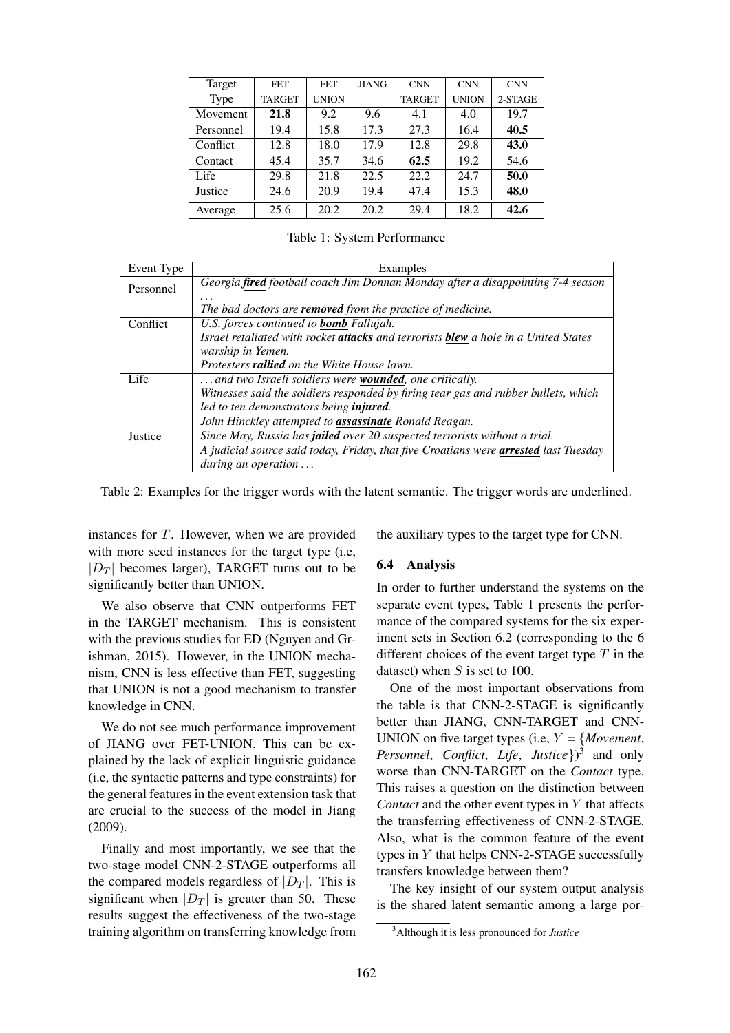| Target Type | FET TARGET | FET UNION | JIANG | CNN TARGET | CNN UNION | CNN 2-STAGE |
|---|---|---|---|---|---|---|
| Movement | **21.8** | 9.2 | 9.6 | 4.1 | 4.0 | 19.7 |
| Personnel | 19.4 | 15.8 | 17.3 | 27.3 | 16.4 | **40.5** |
| Conflict | 12.8 | 18.0 | 17.9 | 12.8 | 29.8 | **43.0** |
| Contact | 45.4 | 35.7 | 34.6 | **62.5** | 19.2 | 54.6 |
| Life | 29.8 | 21.8 | 22.5 | 22.2 | 24.7 | **50.0** |
| Justice | 24.6 | 20.9 | 19.4 | 47.4 | 15.3 | **48.0** |
| Average | 25.6 | 20.2 | 20.2 | 29.4 | 18.2 | **42.6** |

Table 1: System Performance

| Event Type | Examples |
|---|---|
| Personnel | *Georgia **fired** football coach Jim Donnan Monday after a disappointing 7-4 season* ... |
| | *The bad doctors are **removed** from the practice of medicine.* |
| Conflict | *U.S. forces continued to **bomb** Fallujah.* |
| | *Israel retaliated with rocket **attacks** and terrorists **blew** a hole in a United States warship in Yemen.* |
| | *Protesters **rallied** on the White House lawn.* |
| Life | *... and two Israeli soldiers were **wounded**, one critically.* |
| | *Witnesses said the soldiers responded by firing tear gas and rubber bullets, which led to ten demonstrators being **injured**.* |
| | *John Hinckley attempted to **assassinate** Ronald Reagan.* |
| Justice | *Since May, Russia has **jailed** over 20 suspected terrorists without a trial.* |
| | *A judicial source said today, Friday, that five Croatians were **arrested** last Tuesday during an operation ...* |

Table 2: Examples for the trigger words with the latent semantic. The trigger words are underlined.

instances for $T$. However, when we are provided with more seed instances for the target type (i.e, $|D_T|$ becomes larger), TARGET turns out to be significantly better than UNION.

We also observe that CNN outperforms FET in the TARGET mechanism. This is consistent with the previous studies for ED (Nguyen and Grishman, 2015). However, in the UNION mechanism, CNN is less effective than FET, suggesting that UNION is not a good mechanism to transfer knowledge in CNN.

We do not see much performance improvement of JIANG over FET-UNION. This can be explained by the lack of explicit linguistic guidance (i.e, the syntactic patterns and type constraints) for the general features in the event extension task that are crucial to the success of the model in Jiang (2009).

Finally and most importantly, we see that the two-stage model CNN-2-STAGE outperforms all the compared models regardless of $|D_T|$. This is significant when $|D_T|$ is greater than 50. These results suggest the effectiveness of the two-stage training algorithm on transferring knowledge from the auxiliary types to the target type for CNN.

### 6.4 Analysis

In order to further understand the systems on the separate event types, Table 1 presents the performance of the compared systems for the six experiment sets in Section 6.2 (corresponding to the 6 different choices of the event target type $T$ in the dataset) when $S$ is set to 100.

One of the most important observations from the table is that CNN-2-STAGE is significantly better than JIANG, CNN-TARGET and CNN-UNION on five target types (i.e, $Y$ = {*Movement*, *Personnel*, *Conflict*, *Life*, *Justice*})[3] and only worse than CNN-TARGET on the *Contact* type. This raises a question on the distinction between *Contact* and the other event types in $Y$ that affects the transferring effectiveness of CNN-2-STAGE. Also, what is the common feature of the event types in $Y$ that helps CNN-2-STAGE successfully transfers knowledge between them?

The key insight of our system output analysis is the shared latent semantic among a large por-

[3] Although it is less pronounced for *Justice*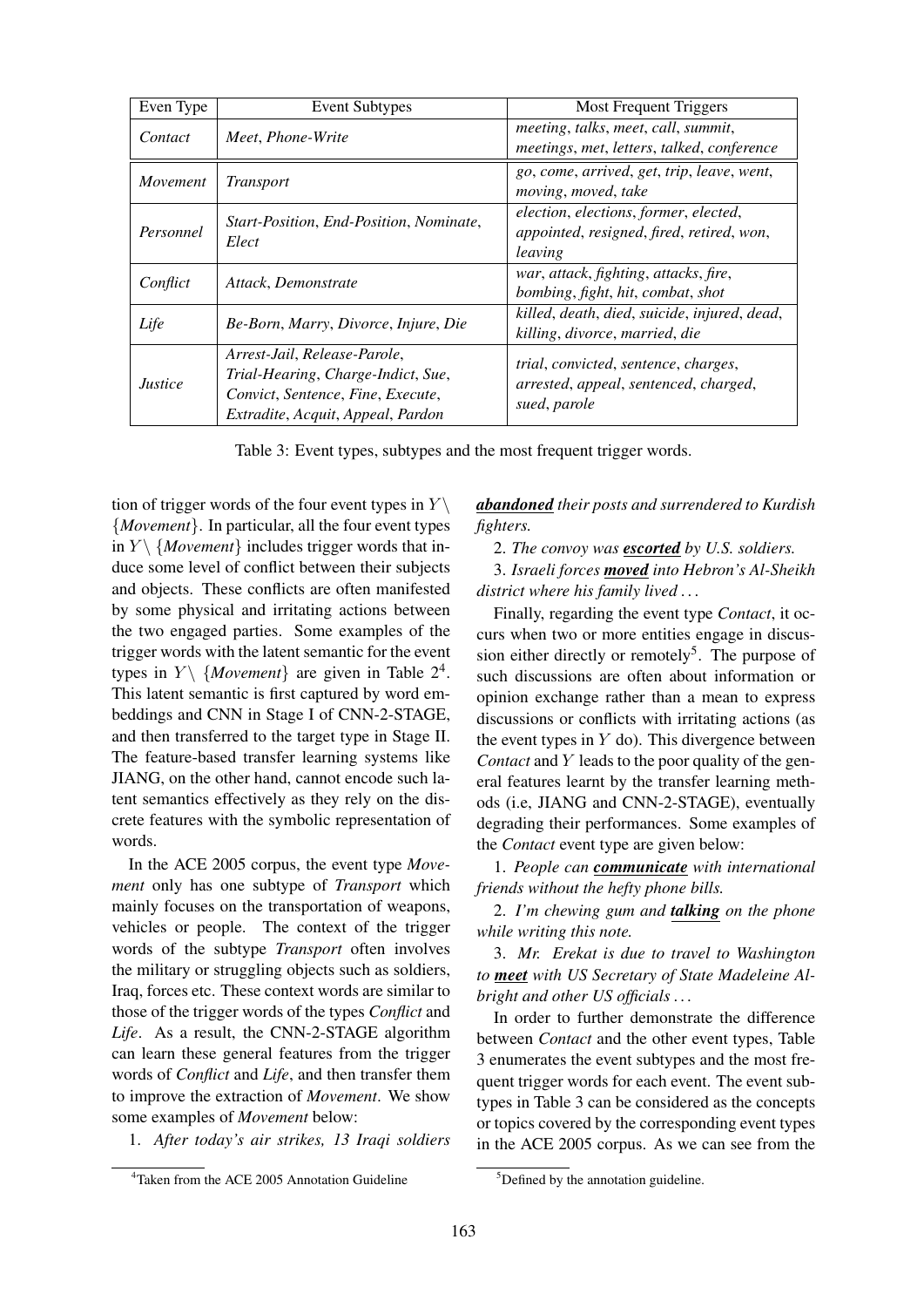| Even Type | Event Subtypes | Most Frequent Triggers |
|---|---|---|
| *Contact* | *Meet*, *Phone-Write* | *meeting*, *talks*, *meet*, *call*, *summit*, *meetings*, *met*, *letters*, *talked*, *conference* |
| *Movement* | *Transport* | *go*, *come*, *arrived*, *get*, *trip*, *leave*, *went*, *moving*, *moved*, *take* |
| *Personnel* | *Start-Position*, *End-Position*, *Nominate*, *Elect* | *election*, *elections*, *former*, *elected*, *appointed*, *resigned*, *fired*, *retired*, *won*, *leaving* |
| *Conflict* | *Attack*, *Demonstrate* | *war*, *attack*, *fighting*, *attacks*, *fire*, *bombing*, *fight*, *hit*, *combat*, *shot* |
| *Life* | *Be-Born*, *Marry*, *Divorce*, *Injure*, *Die* | *killed*, *death*, *died*, *suicide*, *injured*, *dead*, *killing*, *divorce*, *married*, *die* |
| *Justice* | *Arrest-Jail*, *Release-Parole*, *Trial-Hearing*, *Charge-Indict*, *Sue*, *Convict*, *Sentence*, *Fine*, *Execute*, *Extradite*, *Acquit*, *Appeal*, *Pardon* | *trial*, *convicted*, *sentence*, *charges*, *arrested*, *appeal*, *sentenced*, *charged*, *sued*, *parole* |

Table 3: Event types, subtypes and the most frequent trigger words.

tion of trigger words of the four event types in $Y \setminus \{Movement\}$. In particular, all the four event types in $Y \setminus \{Movement\}$ includes trigger words that induce some level of conflict between their subjects and objects. These conflicts are often manifested by some physical and irritating actions between the two engaged parties. Some examples of the trigger words with the latent semantic for the event types in $Y \setminus \{Movement\}$ are given in Table 2[4]. This latent semantic is first captured by word embeddings and CNN in Stage I of CNN-2-STAGE, and then transferred to the target type in Stage II. The feature-based transfer learning systems like JIANG, on the other hand, cannot encode such latent semantics effectively as they rely on the discrete features with the symbolic representation of words.

In the ACE 2005 corpus, the event type *Movement* only has one subtype of *Transport* which mainly focuses on the transportation of weapons, vehicles or people. The context of the trigger words of the subtype *Transport* often involves the military or struggling objects such as soldiers, Iraq, forces etc. These context words are similar to those of the trigger words of the types *Conflict* and *Life*. As a result, the CNN-2-STAGE algorithm can learn these general features from the trigger words of *Conflict* and *Life*, and then transfer them to improve the extraction of *Movement*. We show some examples of *Movement* below:

1. *After today's air strikes, 13 Iraqi soldiers **abandoned** their posts and surrendered to Kurdish fighters.*

2. *The convoy was **escorted** by U.S. soldiers.*

3. *Israeli forces **moved** into Hebron's Al-Sheikh district where his family lived ...*

Finally, regarding the event type *Contact*, it occurs when two or more entities engage in discussion either directly or remotely[5]. The purpose of such discussions are often about information or opinion exchange rather than a mean to express discussions or conflicts with irritating actions (as the event types in $Y$ do). This divergence between *Contact* and $Y$ leads to the poor quality of the general features learnt by the transfer learning methods (i.e, JIANG and CNN-2-STAGE), eventually degrading their performances. Some examples of the *Contact* event type are given below:

1. *People can **communicate** with international friends without the hefty phone bills.*

2. *I'm chewing gum and **talking** on the phone while writing this note.*

3. *Mr. Erekat is due to travel to Washington to **meet** with US Secretary of State Madeleine Albright and other US officials ...*

In order to further demonstrate the difference between *Contact* and the other event types, Table 3 enumerates the event subtypes and the most frequent trigger words for each event. The event subtypes in Table 3 can be considered as the concepts or topics covered by the corresponding event types in the ACE 2005 corpus. As we can see from the

[4] Taken from the ACE 2005 Annotation Guideline

[5] Defined by the annotation guideline.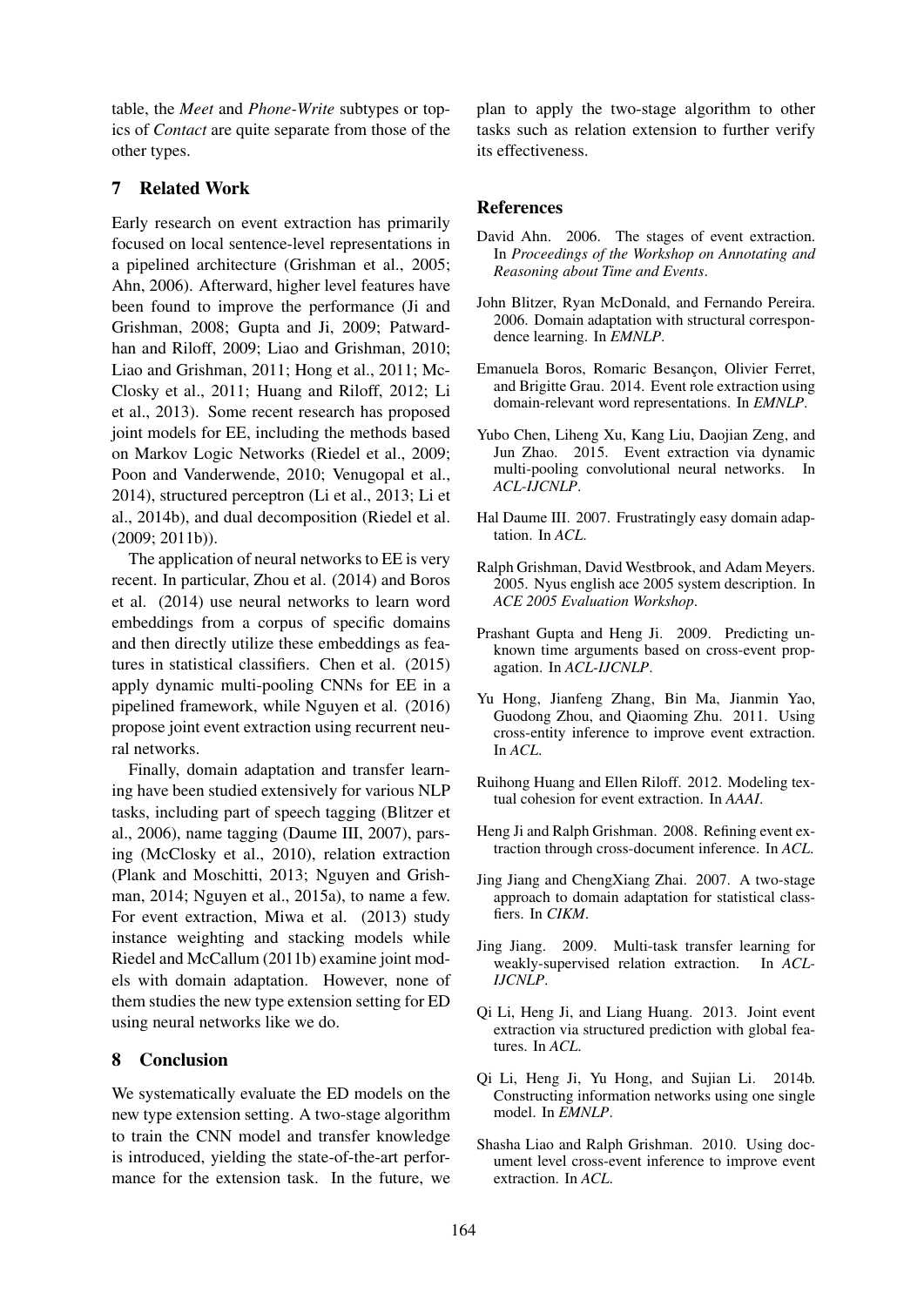table, the *Meet* and *Phone-Write* subtypes or topics of *Contact* are quite separate from those of the other types.

## 7 Related Work

Early research on event extraction has primarily focused on local sentence-level representations in a pipelined architecture (Grishman et al., 2005; Ahn, 2006). Afterward, higher level features have been found to improve the performance (Ji and Grishman, 2008; Gupta and Ji, 2009; Patwardhan and Riloff, 2009; Liao and Grishman, 2010; Liao and Grishman, 2011; Hong et al., 2011; McClosky et al., 2011; Huang and Riloff, 2012; Li et al., 2013). Some recent research has proposed joint models for EE, including the methods based on Markov Logic Networks (Riedel et al., 2009; Poon and Vanderwende, 2010; Venugopal et al., 2014), structured perceptron (Li et al., 2013; Li et al., 2014b), and dual decomposition (Riedel et al. (2009; 2011b)).

The application of neural networks to EE is very recent. In particular, Zhou et al. (2014) and Boros et al. (2014) use neural networks to learn word embeddings from a corpus of specific domains and then directly utilize these embeddings as features in statistical classifiers. Chen et al. (2015) apply dynamic multi-pooling CNNs for EE in a pipelined framework, while Nguyen et al. (2016) propose joint event extraction using recurrent neural networks.

Finally, domain adaptation and transfer learning have been studied extensively for various NLP tasks, including part of speech tagging (Blitzer et al., 2006), name tagging (Daume III, 2007), parsing (McClosky et al., 2010), relation extraction (Plank and Moschitti, 2013; Nguyen and Grishman, 2014; Nguyen et al., 2015a), to name a few. For event extraction, Miwa et al. (2013) study instance weighting and stacking models while Riedel and McCallum (2011b) examine joint models with domain adaptation. However, none of them studies the new type extension setting for ED using neural networks like we do.

## 8 Conclusion

We systematically evaluate the ED models on the new type extension setting. A two-stage algorithm to train the CNN model and transfer knowledge is introduced, yielding the state-of-the-art performance for the extension task. In the future, we plan to apply the two-stage algorithm to other tasks such as relation extension to further verify its effectiveness.

## References

David Ahn. 2006. The stages of event extraction. In *Proceedings of the Workshop on Annotating and Reasoning about Time and Events*.

John Blitzer, Ryan McDonald, and Fernando Pereira. 2006. Domain adaptation with structural correspondence learning. In *EMNLP*.

Emanuela Boros, Romaric Besançon, Olivier Ferret, and Brigitte Grau. 2014. Event role extraction using domain-relevant word representations. In *EMNLP*.

Yubo Chen, Liheng Xu, Kang Liu, Daojian Zeng, and Jun Zhao. 2015. Event extraction via dynamic multi-pooling convolutional neural networks. In *ACL-IJCNLP*.

Hal Daume III. 2007. Frustratingly easy domain adaptation. In *ACL*.

Ralph Grishman, David Westbrook, and Adam Meyers. 2005. Nyus english ace 2005 system description. In *ACE 2005 Evaluation Workshop*.

Prashant Gupta and Heng Ji. 2009. Predicting unknown time arguments based on cross-event propagation. In *ACL-IJCNLP*.

Yu Hong, Jianfeng Zhang, Bin Ma, Jianmin Yao, Guodong Zhou, and Qiaoming Zhu. 2011. Using cross-entity inference to improve event extraction. In *ACL*.

Ruihong Huang and Ellen Riloff. 2012. Modeling textual cohesion for event extraction. In *AAAI*.

Heng Ji and Ralph Grishman. 2008. Refining event extraction through cross-document inference. In *ACL*.

Jing Jiang and ChengXiang Zhai. 2007. A two-stage approach to domain adaptation for statistical classfiers. In *CIKM*.

Jing Jiang. 2009. Multi-task transfer learning for weakly-supervised relation extraction. In *ACL-IJCNLP*.

Qi Li, Heng Ji, and Liang Huang. 2013. Joint event extraction via structured prediction with global features. In *ACL*.

Qi Li, Heng Ji, Yu Hong, and Sujian Li. 2014b. Constructing information networks using one single model. In *EMNLP*.

Shasha Liao and Ralph Grishman. 2010. Using document level cross-event inference to improve event extraction. In *ACL*.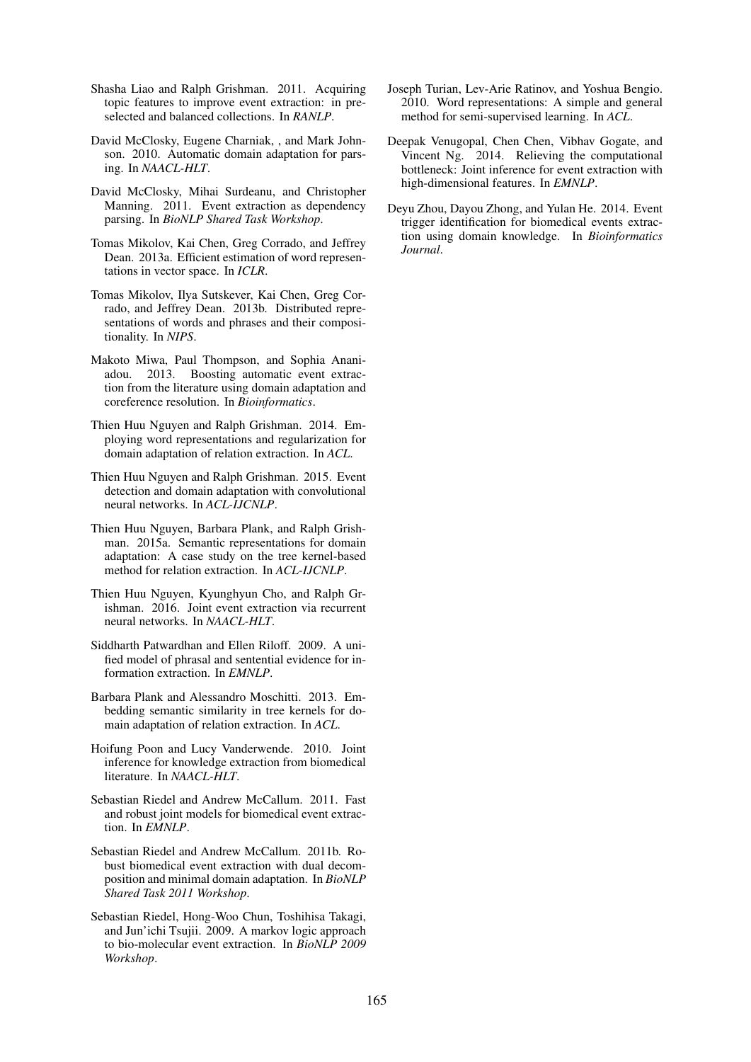Shasha Liao and Ralph Grishman. 2011. Acquiring topic features to improve event extraction: in preselected and balanced collections. In *RANLP*.

David McClosky, Eugene Charniak, , and Mark Johnson. 2010. Automatic domain adaptation for parsing. In *NAACL-HLT*.

David McClosky, Mihai Surdeanu, and Christopher Manning. 2011. Event extraction as dependency parsing. In *BioNLP Shared Task Workshop*.

Tomas Mikolov, Kai Chen, Greg Corrado, and Jeffrey Dean. 2013a. Efficient estimation of word representations in vector space. In *ICLR*.

Tomas Mikolov, Ilya Sutskever, Kai Chen, Greg Corrado, and Jeffrey Dean. 2013b. Distributed representations of words and phrases and their compositionality. In *NIPS*.

Makoto Miwa, Paul Thompson, and Sophia Ananiadou. 2013. Boosting automatic event extraction from the literature using domain adaptation and coreference resolution. In *Bioinformatics*.

Thien Huu Nguyen and Ralph Grishman. 2014. Employing word representations and regularization for domain adaptation of relation extraction. In *ACL*.

Thien Huu Nguyen and Ralph Grishman. 2015. Event detection and domain adaptation with convolutional neural networks. In *ACL-IJCNLP*.

Thien Huu Nguyen, Barbara Plank, and Ralph Grishman. 2015a. Semantic representations for domain adaptation: A case study on the tree kernel-based method for relation extraction. In *ACL-IJCNLP*.

Thien Huu Nguyen, Kyunghyun Cho, and Ralph Grishman. 2016. Joint event extraction via recurrent neural networks. In *NAACL-HLT*.

Siddharth Patwardhan and Ellen Riloff. 2009. A unified model of phrasal and sentential evidence for information extraction. In *EMNLP*.

Barbara Plank and Alessandro Moschitti. 2013. Embedding semantic similarity in tree kernels for domain adaptation of relation extraction. In *ACL*.

Hoifung Poon and Lucy Vanderwende. 2010. Joint inference for knowledge extraction from biomedical literature. In *NAACL-HLT*.

Sebastian Riedel and Andrew McCallum. 2011. Fast and robust joint models for biomedical event extraction. In *EMNLP*.

Sebastian Riedel and Andrew McCallum. 2011b. Robust biomedical event extraction with dual decomposition and minimal domain adaptation. In *BioNLP Shared Task 2011 Workshop*.

Sebastian Riedel, Hong-Woo Chun, Toshihisa Takagi, and Jun'ichi Tsujii. 2009. A markov logic approach to bio-molecular event extraction. In *BioNLP 2009 Workshop*.

Joseph Turian, Lev-Arie Ratinov, and Yoshua Bengio. 2010. Word representations: A simple and general method for semi-supervised learning. In *ACL*.

Deepak Venugopal, Chen Chen, Vibhav Gogate, and Vincent Ng. 2014. Relieving the computational bottleneck: Joint inference for event extraction with high-dimensional features. In *EMNLP*.

Deyu Zhou, Dayou Zhong, and Yulan He. 2014. Event trigger identification for biomedical events extraction using domain knowledge. In *Bioinformatics Journal*.